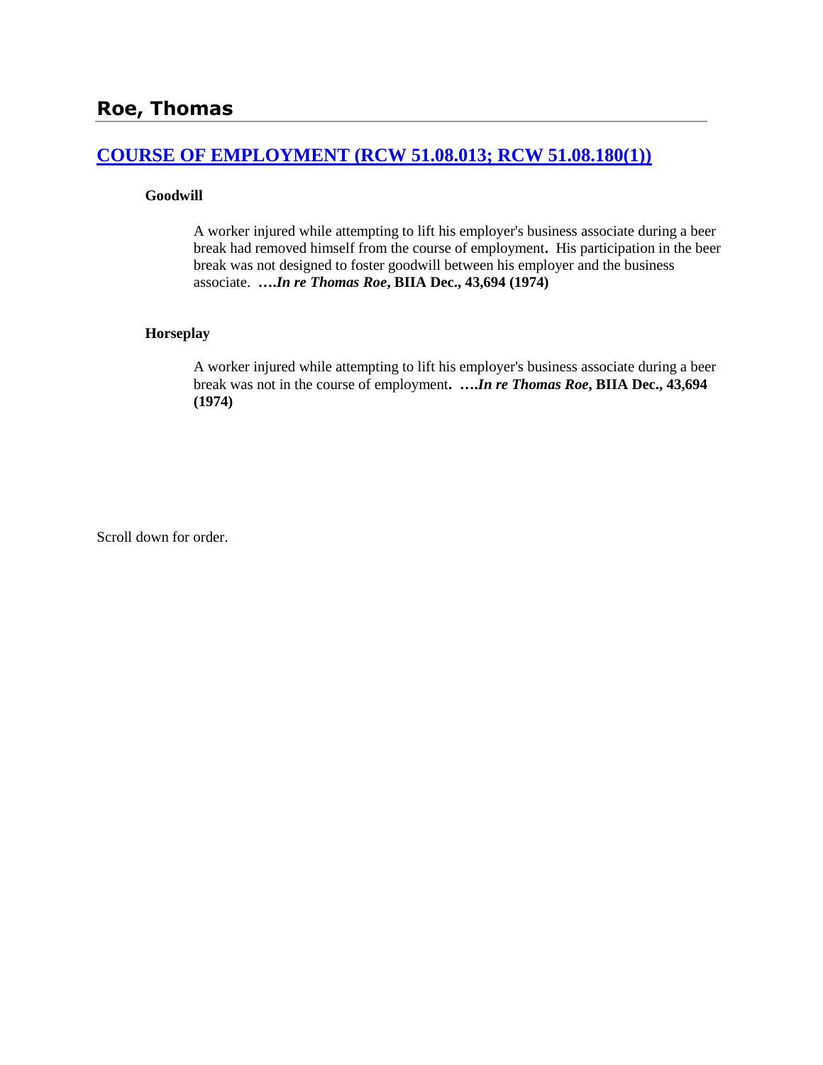## Roe, Thomas

### [COURSE OF EMPLOYMENT (RCW 51.08.013; RCW 51.08.180(1))]()

**Goodwill**

A worker injured while attempting to lift his employer's business associate during a beer break had removed himself from the course of employment**.** His participation in the beer break was not designed to foster goodwill between his employer and the business associate. ***….In re Thomas Roe*, BIIA Dec., 43,694 (1974)**

**Horseplay**

A worker injured while attempting to lift his employer's business associate during a beer break was not in the course of employment**. *….In re Thomas Roe*, BIIA Dec., 43,694 (1974)**

Scroll down for order.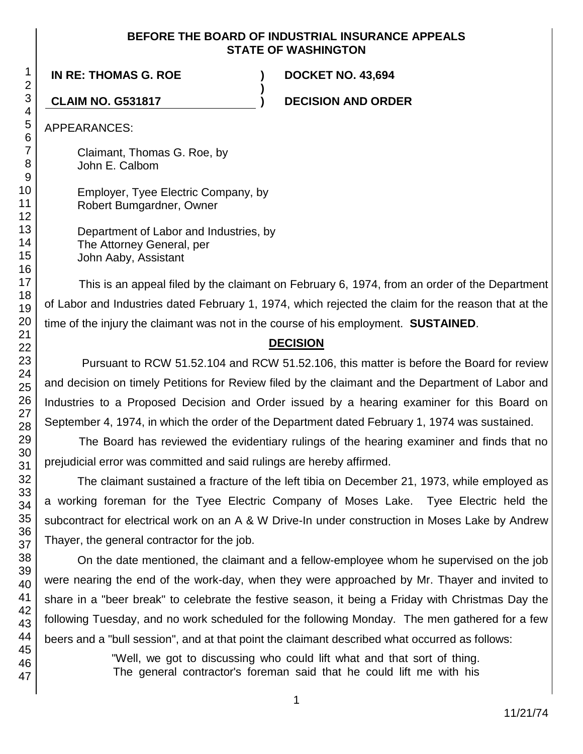**BEFORE THE BOARD OF INDUSTRIAL INSURANCE APPEALS**
**STATE OF WASHINGTON**

| | | |
|---|---|---|
| **IN RE: THOMAS G. ROE** | **)** | **DOCKET NO. 43,694** |
| | **)** | |
| **CLAIM NO. G531817** | **)** | **DECISION AND ORDER** |

APPEARANCES:

Claimant, Thomas G. Roe, by
John E. Calbom

Employer, Tyee Electric Company, by
Robert Bumgardner, Owner

Department of Labor and Industries, by
The Attorney General, per
John Aaby, Assistant

This is an appeal filed by the claimant on February 6, 1974, from an order of the Department of Labor and Industries dated February 1, 1974, which rejected the claim for the reason that at the time of the injury the claimant was not in the course of his employment. **SUSTAINED**.

## DECISION

Pursuant to RCW 51.52.104 and RCW 51.52.106, this matter is before the Board for review and decision on timely Petitions for Review filed by the claimant and the Department of Labor and Industries to a Proposed Decision and Order issued by a hearing examiner for this Board on September 4, 1974, in which the order of the Department dated February 1, 1974 was sustained.

The Board has reviewed the evidentiary rulings of the hearing examiner and finds that no prejudicial error was committed and said rulings are hereby affirmed.

The claimant sustained a fracture of the left tibia on December 21, 1973, while employed as a working foreman for the Tyee Electric Company of Moses Lake. Tyee Electric held the subcontract for electrical work on an A & W Drive-In under construction in Moses Lake by Andrew Thayer, the general contractor for the job.

On the date mentioned, the claimant and a fellow-employee whom he supervised on the job were nearing the end of the work-day, when they were approached by Mr. Thayer and invited to share in a "beer break" to celebrate the festive season, it being a Friday with Christmas Day the following Tuesday, and no work scheduled for the following Monday. The men gathered for a few beers and a "bull session", and at that point the claimant described what occurred as follows:

> "Well, we got to discussing who could lift what and that sort of thing. The general contractor's foreman said that he could lift me with his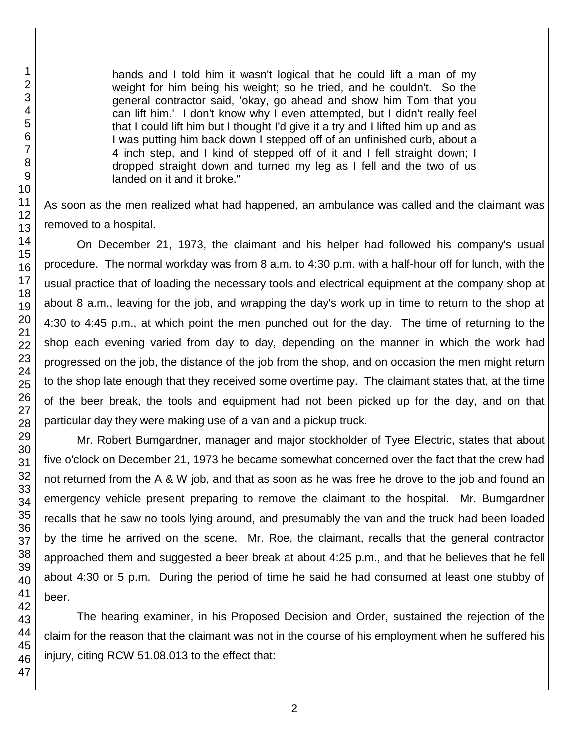> hands and I told him it wasn't logical that he could lift a man of my weight for him being his weight; so he tried, and he couldn't. So the general contractor said, 'okay, go ahead and show him Tom that you can lift him.' I don't know why I even attempted, but I didn't really feel that I could lift him but I thought I'd give it a try and I lifted him up and as I was putting him back down I stepped off of an unfinished curb, about a 4 inch step, and I kind of stepped off of it and I fell straight down; I dropped straight down and turned my leg as I fell and the two of us landed on it and it broke."

As soon as the men realized what had happened, an ambulance was called and the claimant was removed to a hospital.

On December 21, 1973, the claimant and his helper had followed his company's usual procedure. The normal workday was from 8 a.m. to 4:30 p.m. with a half-hour off for lunch, with the usual practice that of loading the necessary tools and electrical equipment at the company shop at about 8 a.m., leaving for the job, and wrapping the day's work up in time to return to the shop at 4:30 to 4:45 p.m., at which point the men punched out for the day. The time of returning to the shop each evening varied from day to day, depending on the manner in which the work had progressed on the job, the distance of the job from the shop, and on occasion the men might return to the shop late enough that they received some overtime pay. The claimant states that, at the time of the beer break, the tools and equipment had not been picked up for the day, and on that particular day they were making use of a van and a pickup truck.

Mr. Robert Bumgardner, manager and major stockholder of Tyee Electric, states that about five o'clock on December 21, 1973 he became somewhat concerned over the fact that the crew had not returned from the A & W job, and that as soon as he was free he drove to the job and found an emergency vehicle present preparing to remove the claimant to the hospital. Mr. Bumgardner recalls that he saw no tools lying around, and presumably the van and the truck had been loaded by the time he arrived on the scene. Mr. Roe, the claimant, recalls that the general contractor approached them and suggested a beer break at about 4:25 p.m., and that he believes that he fell about 4:30 or 5 p.m. During the period of time he said he had consumed at least one stubby of beer.

The hearing examiner, in his Proposed Decision and Order, sustained the rejection of the claim for the reason that the claimant was not in the course of his employment when he suffered his injury, citing RCW 51.08.013 to the effect that: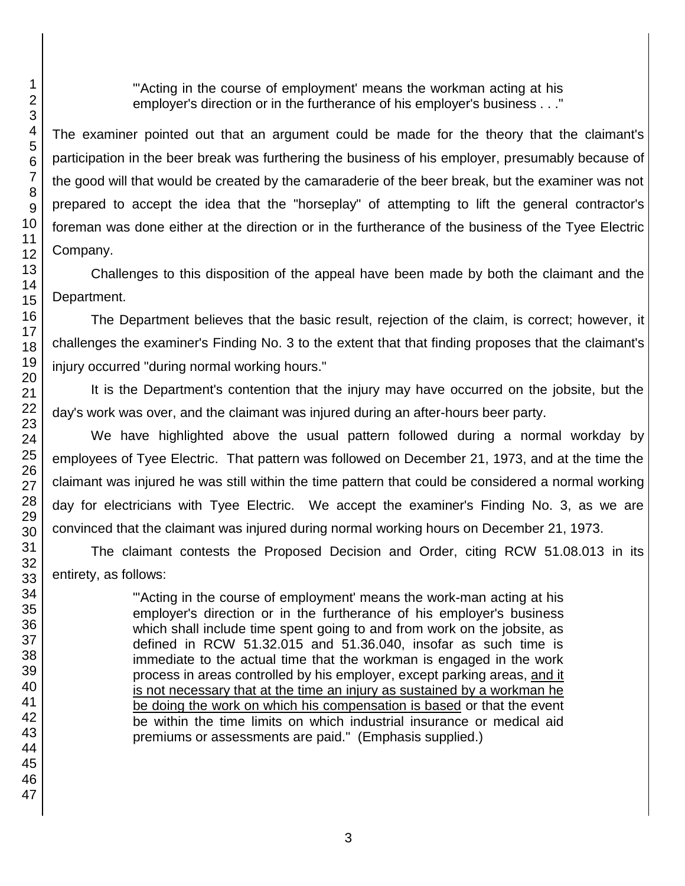> "'Acting in the course of employment' means the workman acting at his employer's direction or in the furtherance of his employer's business . . ."

The examiner pointed out that an argument could be made for the theory that the claimant's participation in the beer break was furthering the business of his employer, presumably because of the good will that would be created by the camaraderie of the beer break, but the examiner was not prepared to accept the idea that the "horseplay" of attempting to lift the general contractor's foreman was done either at the direction or in the furtherance of the business of the Tyee Electric Company.

Challenges to this disposition of the appeal have been made by both the claimant and the Department.

The Department believes that the basic result, rejection of the claim, is correct; however, it challenges the examiner's Finding No. 3 to the extent that that finding proposes that the claimant's injury occurred "during normal working hours."

It is the Department's contention that the injury may have occurred on the jobsite, but the day's work was over, and the claimant was injured during an after-hours beer party.

We have highlighted above the usual pattern followed during a normal workday by employees of Tyee Electric. That pattern was followed on December 21, 1973, and at the time the claimant was injured he was still within the time pattern that could be considered a normal working day for electricians with Tyee Electric. We accept the examiner's Finding No. 3, as we are convinced that the claimant was injured during normal working hours on December 21, 1973.

The claimant contests the Proposed Decision and Order, citing RCW 51.08.013 in its entirety, as follows:

> "'Acting in the course of employment' means the work-man acting at his employer's direction or in the furtherance of his employer's business which shall include time spent going to and from work on the jobsite, as defined in RCW 51.32.015 and 51.36.040, insofar as such time is immediate to the actual time that the workman is engaged in the work process in areas controlled by his employer, except parking areas, <u>and it is not necessary that at the time an injury as sustained by a workman he be doing the work on which his compensation is based</u> or that the event be within the time limits on which industrial insurance or medical aid premiums or assessments are paid." (Emphasis supplied.)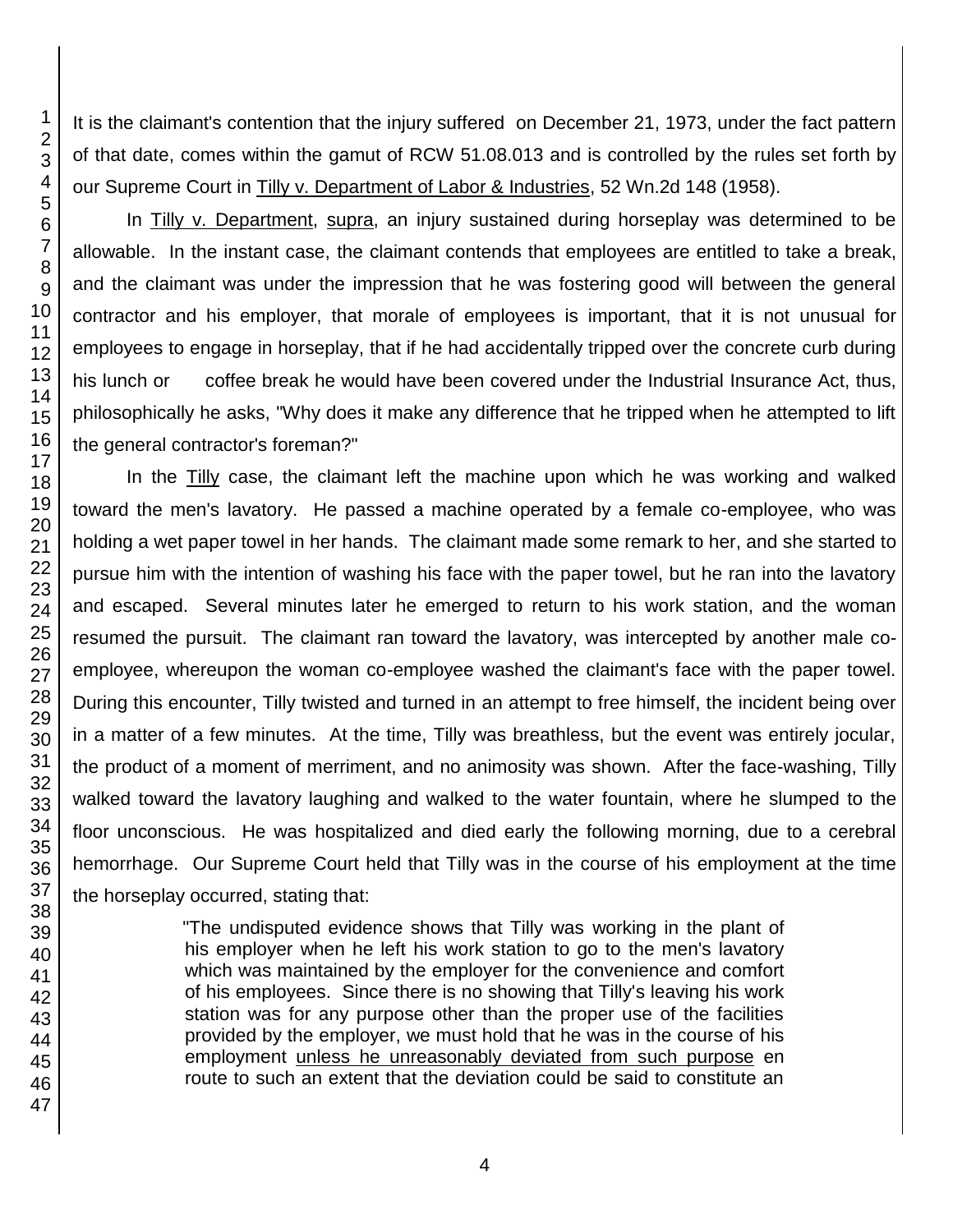It is the claimant's contention that the injury suffered on December 21, 1973, under the fact pattern of that date, comes within the gamut of RCW 51.08.013 and is controlled by the rules set forth by our Supreme Court in Tilly v. Department of Labor & Industries, 52 Wn.2d 148 (1958).

In Tilly v. Department, supra, an injury sustained during horseplay was determined to be allowable. In the instant case, the claimant contends that employees are entitled to take a break, and the claimant was under the impression that he was fostering good will between the general contractor and his employer, that morale of employees is important, that it is not unusual for employees to engage in horseplay, that if he had accidentally tripped over the concrete curb during his lunch or coffee break he would have been covered under the Industrial Insurance Act, thus, philosophically he asks, "Why does it make any difference that he tripped when he attempted to lift the general contractor's foreman?"

In the Tilly case, the claimant left the machine upon which he was working and walked toward the men's lavatory. He passed a machine operated by a female co-employee, who was holding a wet paper towel in her hands. The claimant made some remark to her, and she started to pursue him with the intention of washing his face with the paper towel, but he ran into the lavatory and escaped. Several minutes later he emerged to return to his work station, and the woman resumed the pursuit. The claimant ran toward the lavatory, was intercepted by another male co-employee, whereupon the woman co-employee washed the claimant's face with the paper towel. During this encounter, Tilly twisted and turned in an attempt to free himself, the incident being over in a matter of a few minutes. At the time, Tilly was breathless, but the event was entirely jocular, the product of a moment of merriment, and no animosity was shown. After the face-washing, Tilly walked toward the lavatory laughing and walked to the water fountain, where he slumped to the floor unconscious. He was hospitalized and died early the following morning, due to a cerebral hemorrhage. Our Supreme Court held that Tilly was in the course of his employment at the time the horseplay occurred, stating that:

> "The undisputed evidence shows that Tilly was working in the plant of his employer when he left his work station to go to the men's lavatory which was maintained by the employer for the convenience and comfort of his employees. Since there is no showing that Tilly's leaving his work station was for any purpose other than the proper use of the facilities provided by the employer, we must hold that he was in the course of his employment unless he unreasonably deviated from such purpose en route to such an extent that the deviation could be said to constitute an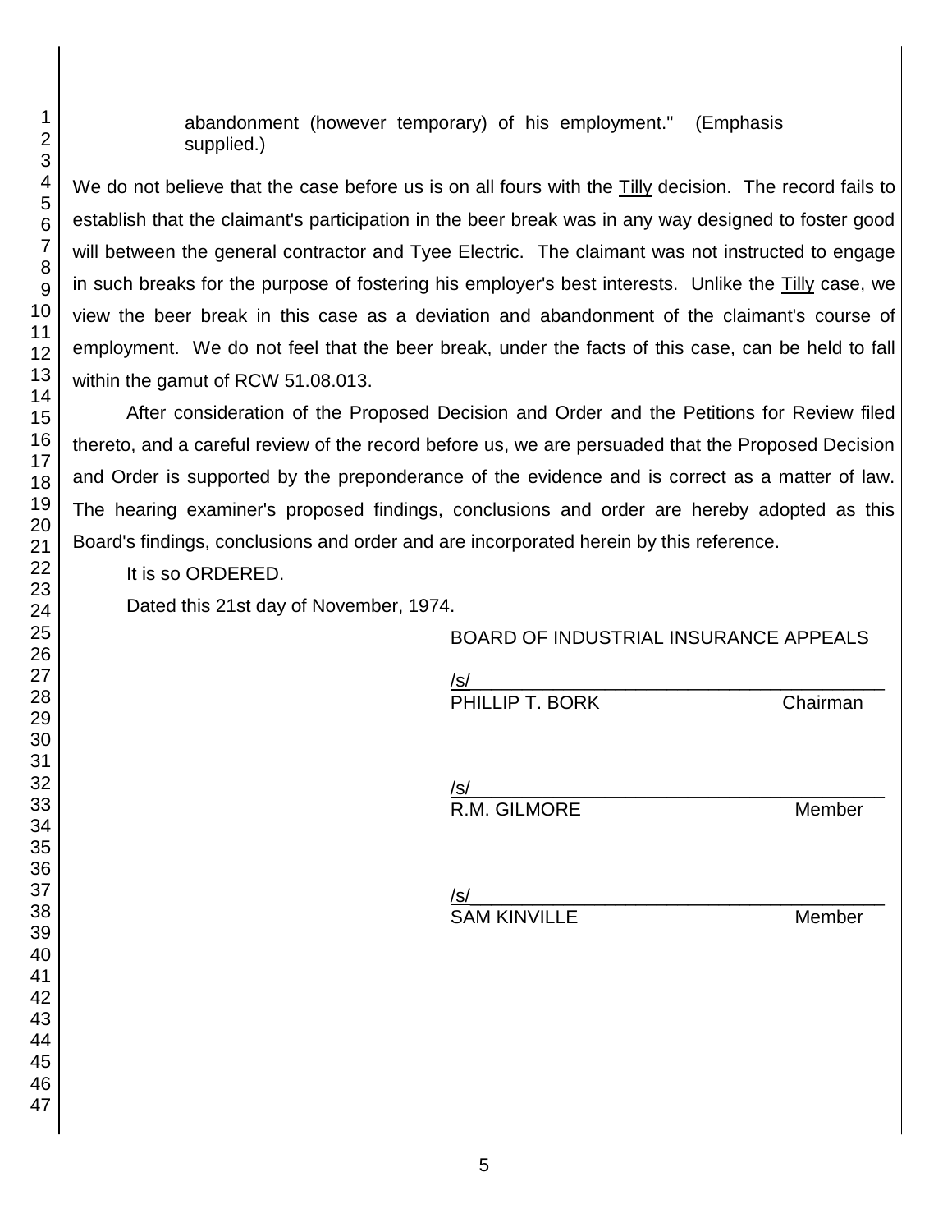> abandonment (however temporary) of his employment." (Emphasis supplied.)

We do not believe that the case before us is on all fours with the Tilly decision. The record fails to establish that the claimant's participation in the beer break was in any way designed to foster good will between the general contractor and Tyee Electric. The claimant was not instructed to engage in such breaks for the purpose of fostering his employer's best interests. Unlike the Tilly case, we view the beer break in this case as a deviation and abandonment of the claimant's course of employment. We do not feel that the beer break, under the facts of this case, can be held to fall within the gamut of RCW 51.08.013.

After consideration of the Proposed Decision and Order and the Petitions for Review filed thereto, and a careful review of the record before us, we are persuaded that the Proposed Decision and Order is supported by the preponderance of the evidence and is correct as a matter of law. The hearing examiner's proposed findings, conclusions and order are hereby adopted as this Board's findings, conclusions and order and are incorporated herein by this reference.

It is so ORDERED.

Dated this 21st day of November, 1974.

BOARD OF INDUSTRIAL INSURANCE APPEALS

/s/
PHILLIP T. BORK — Chairman

/s/
R.M. GILMORE — Member

/s/
SAM KINVILLE — Member